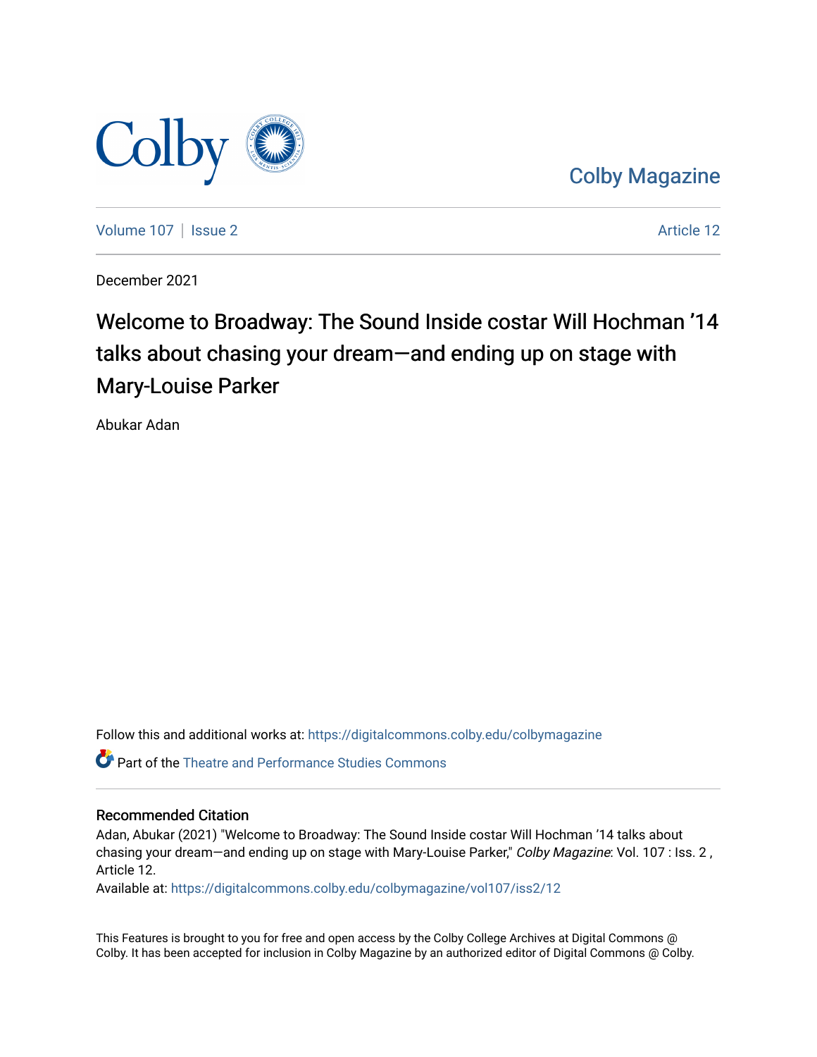Colby Magazine

Volume 107 | Issue 2 | Article 12

December 2021

# Welcome to Broadway: The Sound Inside costar Will Hochman ’14 talks about chasing your dream—and ending up on stage with Mary-Louise Parker

Abukar Adan

Follow this and additional works at: https://digitalcommons.colby.edu/colbymagazine

Part of the Theatre and Performance Studies Commons

## Recommended Citation

Adan, Abukar (2021) "Welcome to Broadway: The Sound Inside costar Will Hochman ’14 talks about chasing your dream—and ending up on stage with Mary-Louise Parker," *Colby Magazine*: Vol. 107 : Iss. 2 , Article 12.

Available at: https://digitalcommons.colby.edu/colbymagazine/vol107/iss2/12

This Features is brought to you for free and open access by the Colby College Archives at Digital Commons @ Colby. It has been accepted for inclusion in Colby Magazine by an authorized editor of Digital Commons @ Colby.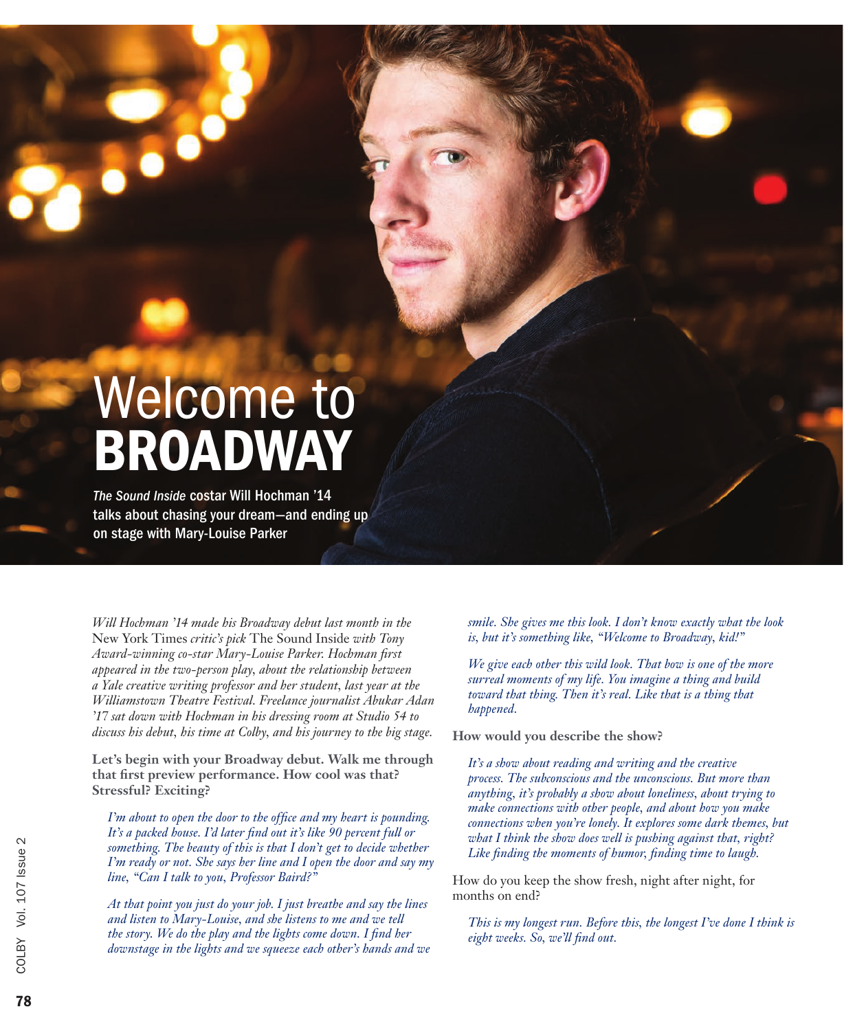# Welcome to **BROADWAY**

*The Sound Inside* costar Will Hochman '14 talks about chasing your dream—and ending up on stage with Mary-Louise Parker

*Will Hochman '14 made his Broadway debut last month in the* New York Times *critic's pick* The Sound Inside *with Tony Award-winning co-star Mary-Louise Parker. Hochman first appeared in the two-person play, about the relationship between a Yale creative writing professor and her student, last year at the Williamstown Theatre Festival. Freelance journalist Abukar Adan '17 sat down with Hochman in his dressing room at Studio 54 to discuss his debut, his time at Colby, and his journey to the big stage.*

**Let's begin with your Broadway debut. Walk me through that first preview performance. How cool was that? Stressful? Exciting?**

*I'm about to open the door to the office and my heart is pounding. It's a packed house. I'd later find out it's like 90 percent full or something. The beauty of this is that I don't get to decide whether I'm ready or not. She says her line and I open the door and say my line, "Can I talk to you, Professor Baird?"*

*At that point you just do your job. I just breathe and say the lines and listen to Mary-Louise, and she listens to me and we tell the story. We do the play and the lights come down. I find her downstage in the lights and we squeeze each other's hands and we smile. She gives me this look. I don't know exactly what the look is, but it's something like, "Welcome to Broadway, kid!"*

*We give each other this wild look. That bow is one of the more surreal moments of my life. You imagine a thing and build toward that thing. Then it's real. Like that is a thing that happened.*

**How would you describe the show?**

*It's a show about reading and writing and the creative process. The subconscious and the unconscious. But more than anything, it's probably a show about loneliness, about trying to make connections with other people, and about how you make connections when you're lonely. It explores some dark themes, but what I think the show does well is pushing against that, right? Like finding the moments of humor, finding time to laugh.*

How do you keep the show fresh, night after night, for months on end?

*This is my longest run. Before this, the longest I've done I think is eight weeks. So, we'll find out.*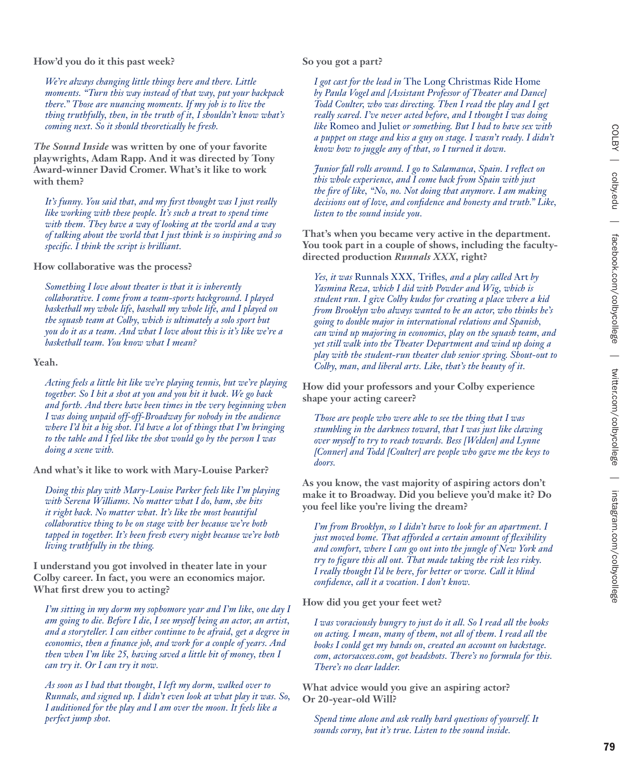**How'd you do it this past week?**

*We're always changing little things here and there. Little moments. "Turn this way instead of that way, put your backpack there." Those are nuancing moments. If my job is to live the thing truthfully, then, in the truth of it, I shouldn't know what's coming next. So it should theoretically be fresh.*

***The Sound Inside* was written by one of your favorite playwrights, Adam Rapp. And it was directed by Tony Award-winner David Cromer. What's it like to work with them?**

*It's funny. You said that, and my first thought was I just really like working with these people. It's such a treat to spend time with them. They have a way of looking at the world and a way of talking about the world that I just think is so inspiring and so specific. I think the script is brilliant.*

**How collaborative was the process?**

*Something I love about theater is that it is inherently collaborative. I come from a team-sports background. I played basketball my whole life, baseball my whole life, and I played on the squash team at Colby, which is ultimately a solo sport but you do it as a team. And what I love about this is it's like we're a basketball team. You know what I mean?*

**Yeah.**

*Acting feels a little bit like we're playing tennis, but we're playing together. So I hit a shot at you and you hit it back. We go back and forth. And there have been times in the very beginning when I was doing unpaid off-off-Broadway for nobody in the audience where I'd hit a big shot. I'd have a lot of things that I'm bringing to the table and I feel like the shot would go by the person I was doing a scene with.*

**And what's it like to work with Mary-Louise Parker?**

*Doing this play with Mary-Louise Parker feels like I'm playing with Serena Williams. No matter what I do, bam, she hits it right back. No matter what. It's like the most beautiful collaborative thing to be on stage with her because we're both tapped in together. It's been fresh every night because we're both living truthfully in the thing.*

**I understand you got involved in theater late in your Colby career. In fact, you were an economics major. What first drew you to acting?**

*I'm sitting in my dorm my sophomore year and I'm like, one day I am going to die. Before I die, I see myself being an actor, an artist, and a storyteller. I can either continue to be afraid, get a degree in economics, then a finance job, and work for a couple of years. And then when I'm like 25, having saved a little bit of money, then I can try it. Or I can try it now.*

*As soon as I had that thought, I left my dorm, walked over to Runnals, and signed up. I didn't even look at what play it was. So, I auditioned for the play and I am over the moon. It feels like a perfect jump shot.*

**So you got a part?**

*I got cast for the lead in* The Long Christmas Ride Home *by Paula Vogel and [Assistant Professor of Theater and Dance] Todd Coulter, who was directing. Then I read the play and I get really scared. I've never acted before, and I thought I was doing like* Romeo and Juliet *or something. But I had to have sex with a puppet on stage and kiss a guy on stage. I wasn't ready. I didn't know how to juggle any of that, so I turned it down.*

*Junior fall rolls around. I go to Salamanca, Spain. I reflect on this whole experience, and I come back from Spain with just the fire of like, "No, no. Not doing that anymore. I am making decisions out of love, and confidence and honesty and truth." Like, listen to the sound inside you.*

**That's when you became very active in the department. You took part in a couple of shows, including the faculty-directed production *Runnals XXX*, right?**

*Yes, it was* Runnals XXX, Trifles, *and a play called* Art *by Yasmina Reza, which I did with Powder and Wig, which is student run. I give Colby kudos for creating a place where a kid from Brooklyn who always wanted to be an actor, who thinks he's going to double major in international relations and Spanish, can wind up majoring in economics, play on the squash team, and yet still walk into the Theater Department and wind up doing a play with the student-run theater club senior spring. Shout-out to Colby, man, and liberal arts. Like, that's the beauty of it.*

**How did your professors and your Colby experience shape your acting career?**

*Those are people who were able to see the thing that I was stumbling in the darkness toward, that I was just like clawing over myself to try to reach towards. Bess [Welden] and Lynne [Conner] and Todd [Coulter] are people who gave me the keys to doors.*

**As you know, the vast majority of aspiring actors don't make it to Broadway. Did you believe you'd make it? Do you feel like you're living the dream?**

*I'm from Brooklyn, so I didn't have to look for an apartment. I just moved home. That afforded a certain amount of flexibility and comfort, where I can go out into the jungle of New York and try to figure this all out. That made taking the risk less risky. I really thought I'd be here, for better or worse. Call it blind confidence, call it a vocation. I don't know.*

**How did you get your feet wet?**

*I was voraciously hungry to just do it all. So I read all the books on acting. I mean, many of them, not all of them. I read all the books I could get my hands on, created an account on backstage.com, actorsaccess.com, got headshots. There's no formula for this. There's no clear ladder.*

**What advice would you give an aspiring actor? Or 20-year-old Will?**

*Spend time alone and ask really hard questions of yourself. It sounds corny, but it's true. Listen to the sound inside.*